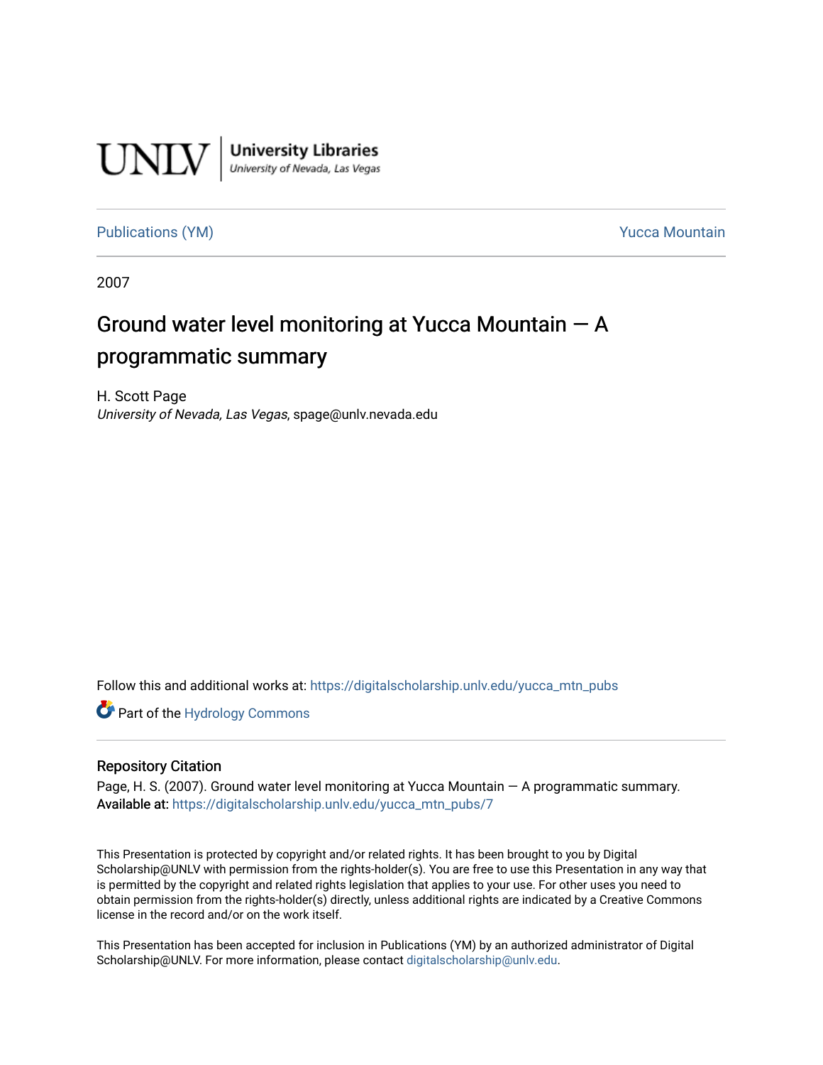UNLV | University Libraries
University of Nevada, Las Vegas

Publications (YM) | Yucca Mountain

2007

# Ground water level monitoring at Yucca Mountain — A programmatic summary

H. Scott Page
*University of Nevada, Las Vegas*, spage@unlv.nevada.edu

Follow this and additional works at: https://digitalscholarship.unlv.edu/yucca_mtn_pubs

Part of the Hydrology Commons

## Repository Citation

Page, H. S. (2007). Ground water level monitoring at Yucca Mountain — A programmatic summary.
**Available at:** https://digitalscholarship.unlv.edu/yucca_mtn_pubs/7

This Presentation is protected by copyright and/or related rights. It has been brought to you by Digital Scholarship@UNLV with permission from the rights-holder(s). You are free to use this Presentation in any way that is permitted by the copyright and related rights legislation that applies to your use. For other uses you need to obtain permission from the rights-holder(s) directly, unless additional rights are indicated by a Creative Commons license in the record and/or on the work itself.

This Presentation has been accepted for inclusion in Publications (YM) by an authorized administrator of Digital Scholarship@UNLV. For more information, please contact digitalscholarship@unlv.edu.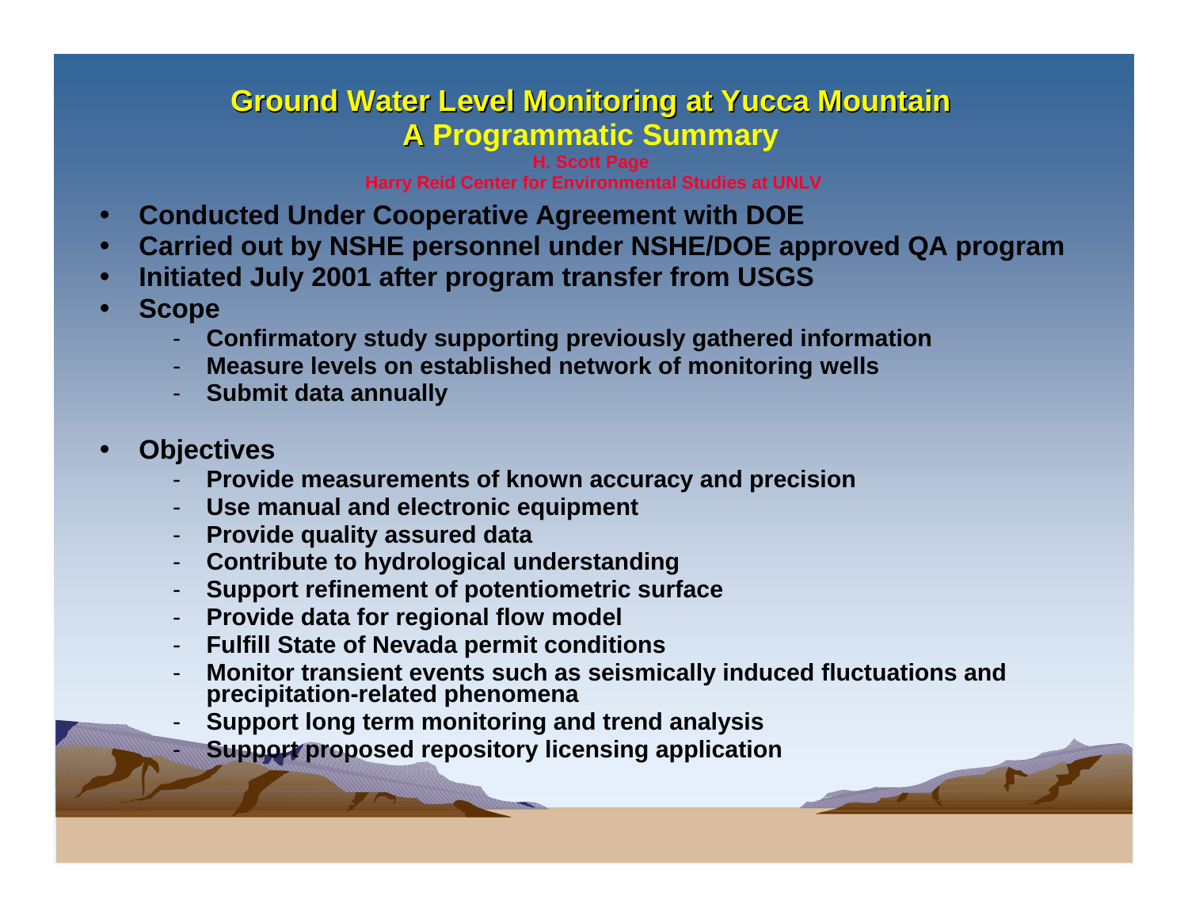# Ground Water Level Monitoring at Yucca Mountain
## A Programmatic Summary

**H. Scott Page**

**Harry Reid Center for Environmental Studies at UNLV**

- **Conducted Under Cooperative Agreement with DOE**
- **Carried out by NSHE personnel under NSHE/DOE approved QA program**
- **Initiated July 2001 after program transfer from USGS**
- **Scope**
  - **Confirmatory study supporting previously gathered information**
  - **Measure levels on established network of monitoring wells**
  - **Submit data annually**
- **Objectives**
  - **Provide measurements of known accuracy and precision**
  - **Use manual and electronic equipment**
  - **Provide quality assured data**
  - **Contribute to hydrological understanding**
  - **Support refinement of potentiometric surface**
  - **Provide data for regional flow model**
  - **Fulfill State of Nevada permit conditions**
  - **Monitor transient events such as seismically induced fluctuations and precipitation-related phenomena**
  - **Support long term monitoring and trend analysis**
  - **Support proposed repository licensing application**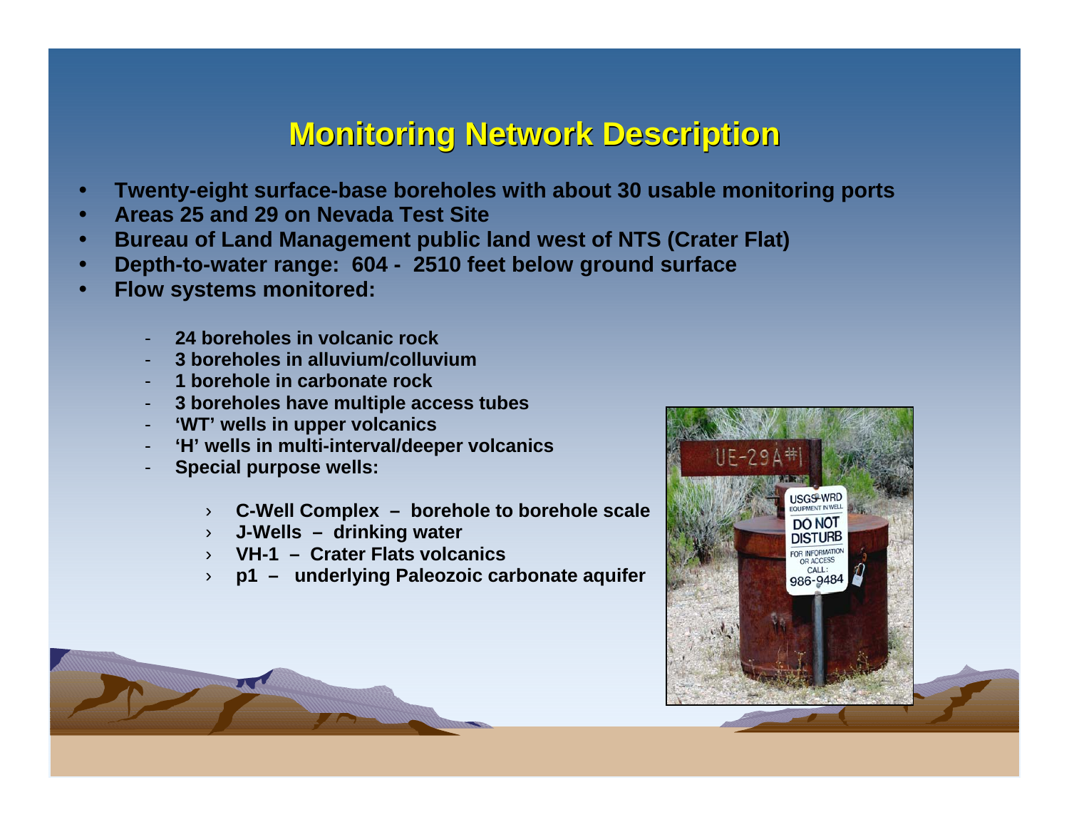# Monitoring Network Description

- Twenty-eight surface-base boreholes with about 30 usable monitoring ports
- Areas 25 and 29 on Nevada Test Site
- Bureau of Land Management public land west of NTS (Crater Flat)
- Depth-to-water range: 604 - 2510 feet below ground surface
- Flow systems monitored:
  - 24 boreholes in volcanic rock
  - 3 boreholes in alluvium/colluvium
  - 1 borehole in carbonate rock
  - 3 boreholes have multiple access tubes
  - 'WT' wells in upper volcanics
  - 'H' wells in multi-interval/deeper volcanics
  - Special purpose wells:
    - C-Well Complex – borehole to borehole scale
    - J-Wells – drinking water
    - VH-1 – Crater Flats volcanics
    - p1 – underlying Paleozoic carbonate aquifer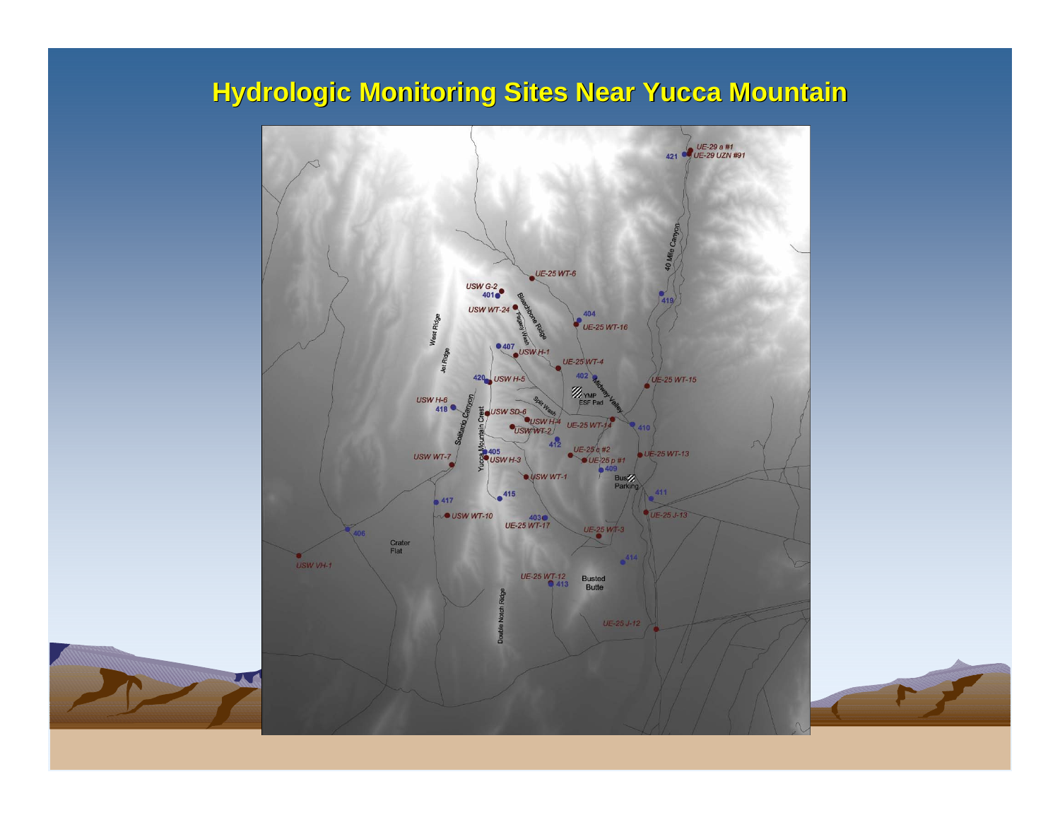# Hydrologic Monitoring Sites Near Yucca Mountain

UE-29 a #1
UE-29 UZN #91
421
40 Mile Canyon
UE-25 WT-6
USW G-2
401
USW WT-24
Bleachbone Ridge
Pagany Wash
404
UE-25 WT-16
419
West Ridge
Jet Ridge
407
USW H-1
UE-25 WT-4
402
Midway Valley
UE-25 WT-15
420
USW H-5
YMP ESF Pad
USW H-6
418
Solitario Canyon
Yucca Mountain Crest
USW SD-6
Split Wash
USW H-4
USW WT-2
UE-25 WT-14
410
412
UE-25 c #2
UE-25 WT-13
405
USW WT-7
USW H-3
UE-25 p #1
409
USW WT-1
Bus Parking
411
415
417
USW WT-10
403
UE-25 WT-17
UE-25 J-13
406
UE-25 WT-3
Crater Flat
USW VH-1
414
UE-25 WT-12
413
Busted Butte
Double Notch Ridge
UE-25 J-12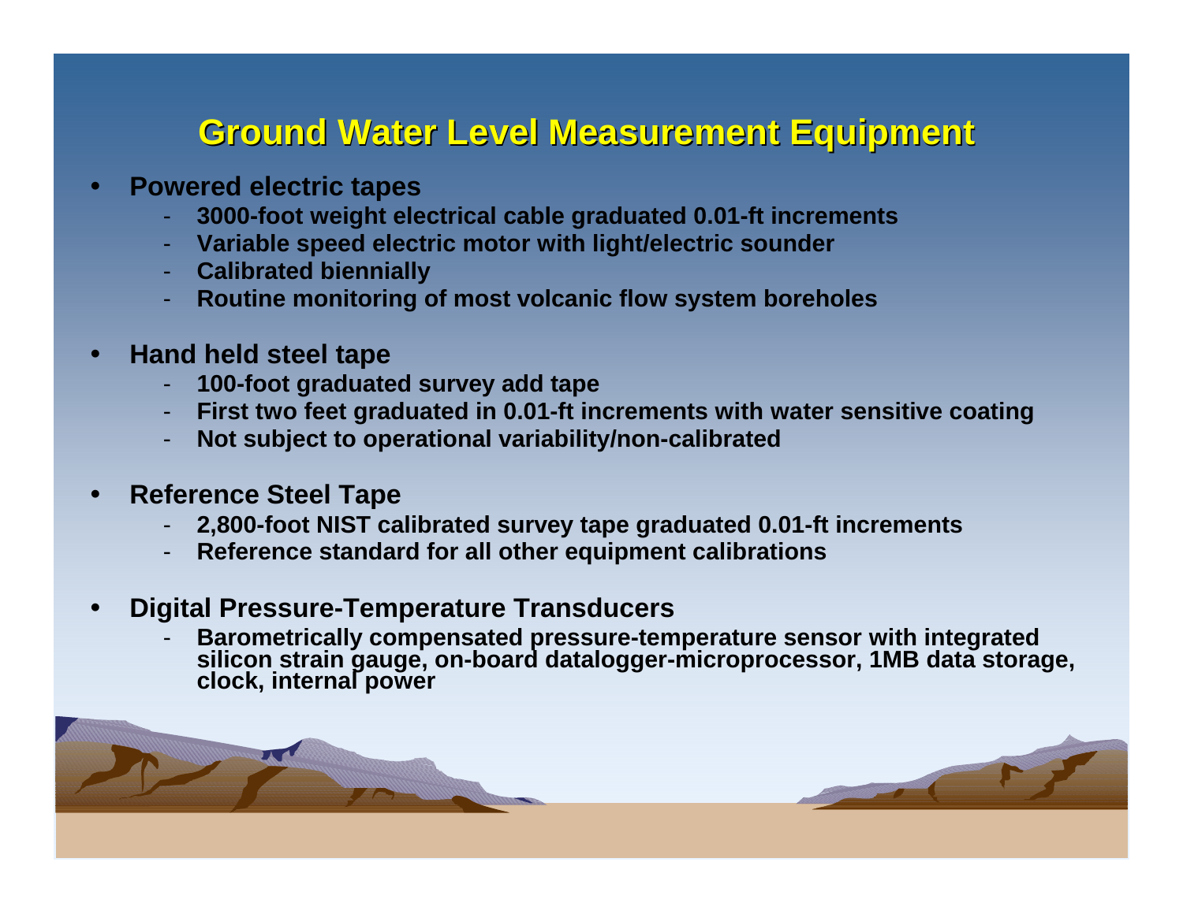# Ground Water Level Measurement Equipment

- **Powered electric tapes**
  - **3000-foot weight electrical cable graduated 0.01-ft increments**
  - **Variable speed electric motor with light/electric sounder**
  - **Calibrated biennially**
  - **Routine monitoring of most volcanic flow system boreholes**

- **Hand held steel tape**
  - **100-foot graduated survey add tape**
  - **First two feet graduated in 0.01-ft increments with water sensitive coating**
  - **Not subject to operational variability/non-calibrated**

- **Reference Steel Tape**
  - **2,800-foot NIST calibrated survey tape graduated 0.01-ft increments**
  - **Reference standard for all other equipment calibrations**

- **Digital Pressure-Temperature Transducers**
  - **Barometrically compensated pressure-temperature sensor with integrated silicon strain gauge, on-board datalogger-microprocessor, 1MB data storage, clock, internal power**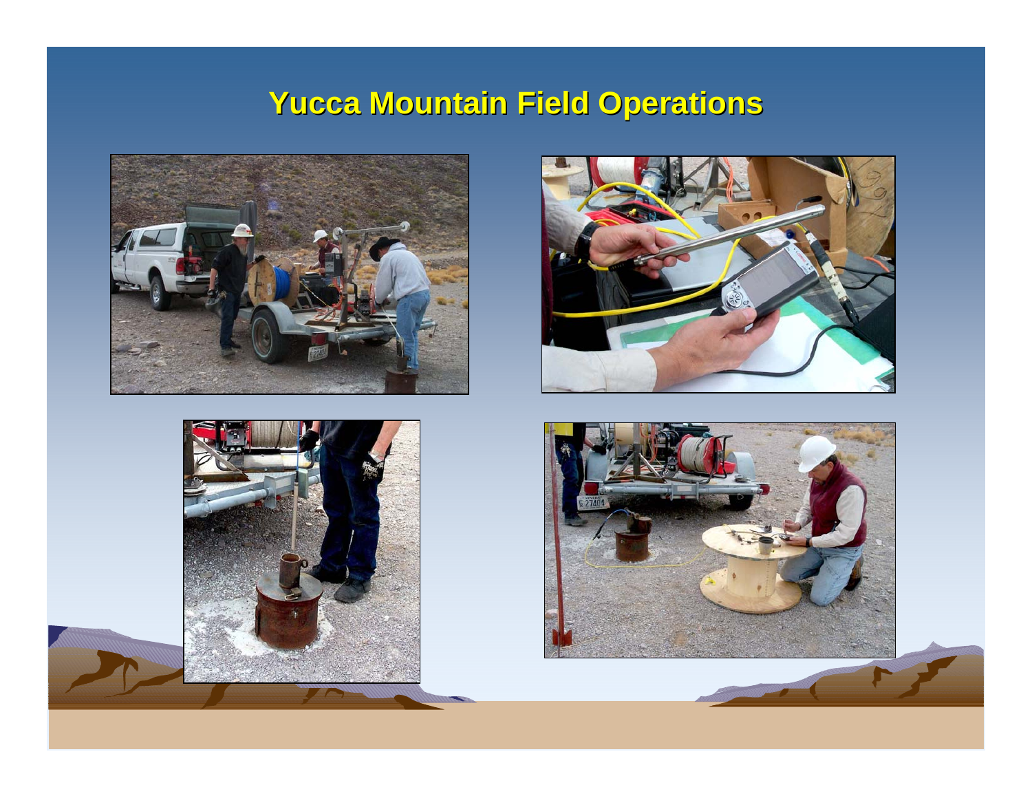# Yucca Mountain Field Operations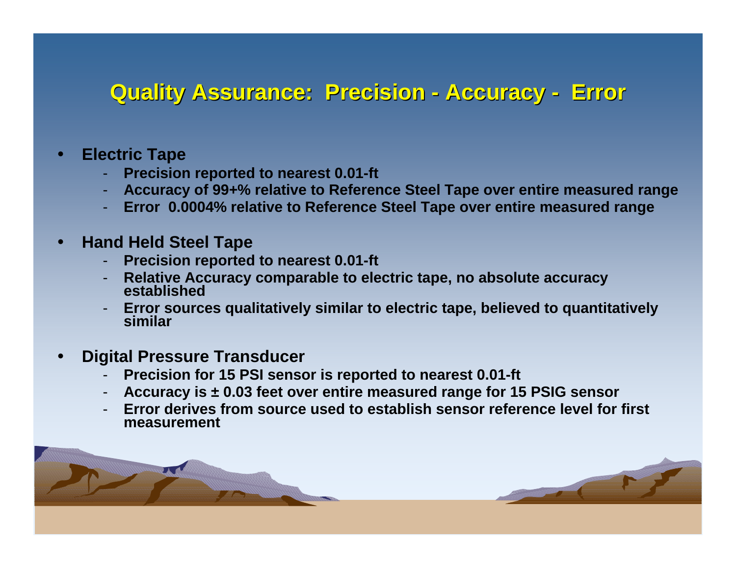# Quality Assurance: Precision - Accuracy - Error

- **Electric Tape**
  - **Precision reported to nearest 0.01-ft**
  - **Accuracy of 99+% relative to Reference Steel Tape over entire measured range**
  - **Error 0.0004% relative to Reference Steel Tape over entire measured range**

- **Hand Held Steel Tape**
  - **Precision reported to nearest 0.01-ft**
  - **Relative Accuracy comparable to electric tape, no absolute accuracy established**
  - **Error sources qualitatively similar to electric tape, believed to quantitatively similar**

- **Digital Pressure Transducer**
  - **Precision for 15 PSI sensor is reported to nearest 0.01-ft**
  - **Accuracy is ± 0.03 feet over entire measured range for 15 PSIG sensor**
  - **Error derives from source used to establish sensor reference level for first measurement**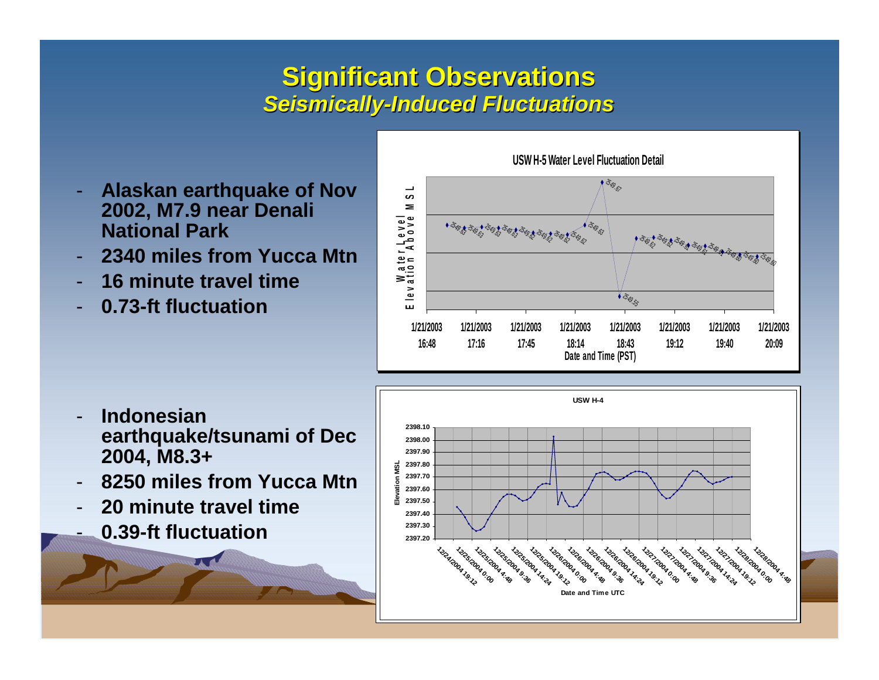# Significant Observations

## *Seismically-Induced Fluctuations*

- **Alaskan earthquake of Nov 2002, M7.9 near Denali National Park**
- **2340 miles from Yucca Mtn**
- **16 minute travel time**
- **0.73-ft fluctuation**

**USW H-5 Water Level Fluctuation Detail**

- **Indonesian earthquake/tsunami of Dec 2004, M8.3+**
- **8250 miles from Yucca Mtn**
- **20 minute travel time**
- **0.39-ft fluctuation**

**USW H-4**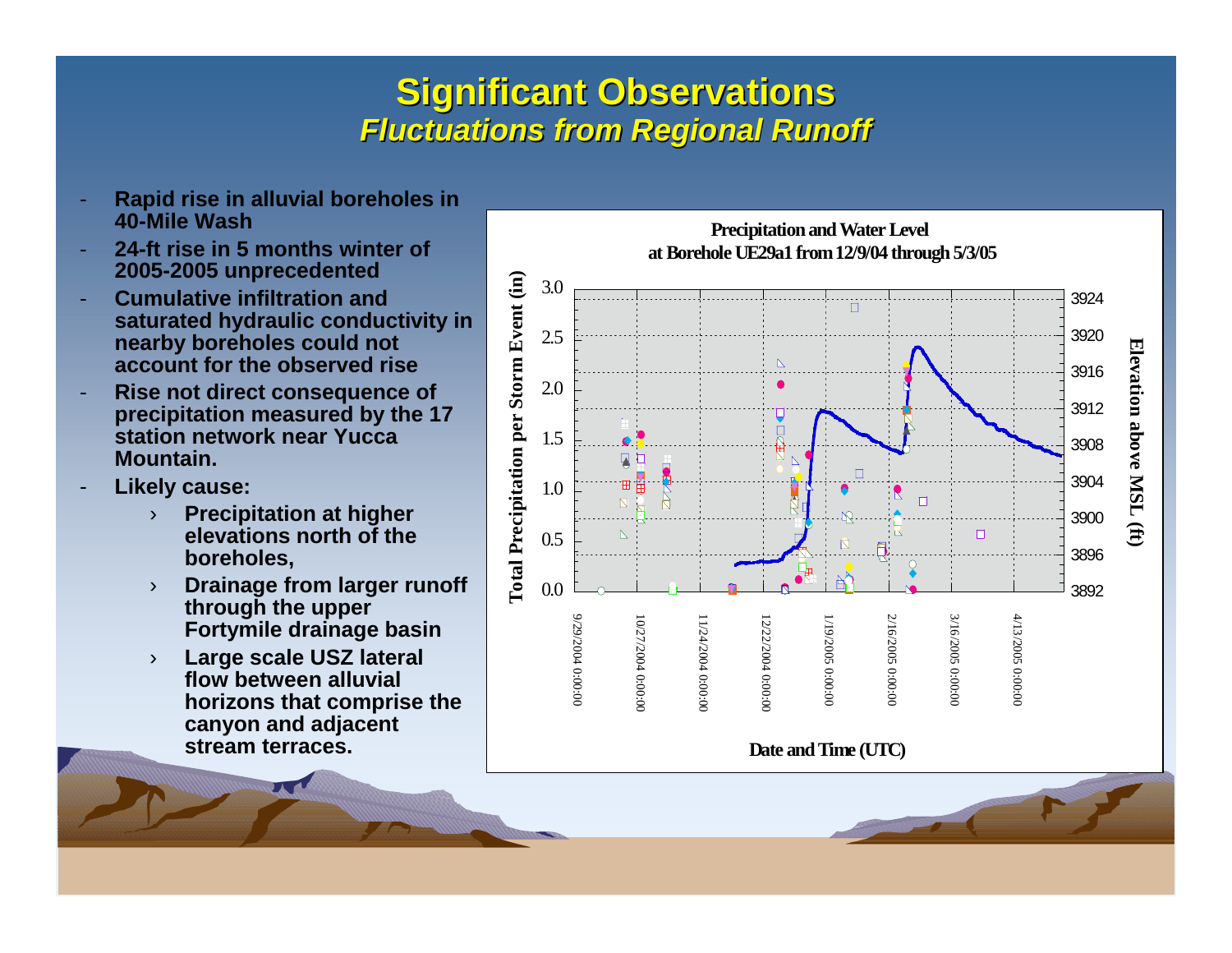# Significant Observations

## *Fluctuations from Regional Runoff*

- **Rapid rise in alluvial boreholes in 40-Mile Wash**
- **24-ft rise in 5 months winter of 2005-2005 unprecedented**
- **Cumulative infiltration and saturated hydraulic conductivity in nearby boreholes could not account for the observed rise**
- **Rise not direct consequence of precipitation measured by the 17 station network near Yucca Mountain.**
- **Likely cause:**
  - **Precipitation at higher elevations north of the boreholes,**
  - **Drainage from larger runoff through the upper Fortymile drainage basin**
  - **Large scale USZ lateral flow between alluvial horizons that comprise the canyon and adjacent stream terraces.**

**Precipitation and Water Level at Borehole UE29a1 from 12/9/04 through 5/3/05**

Total Precipitation per Storm Event (in): 0.0, 0.5, 1.0, 1.5, 2.0, 2.5, 3.0

Elevation above MSL (ft): 3892, 3896, 3900, 3904, 3908, 3912, 3916, 3920, 3924

Date and Time (UTC): 9/29/2004 0:00:00, 10/27/2004 0:00:00, 11/24/2004 0:00:00, 12/22/2004 0:00:00, 1/19/2005 0:00:00, 2/16/2005 0:00:00, 3/16/2005 0:00:00, 4/13/2005 0:00:00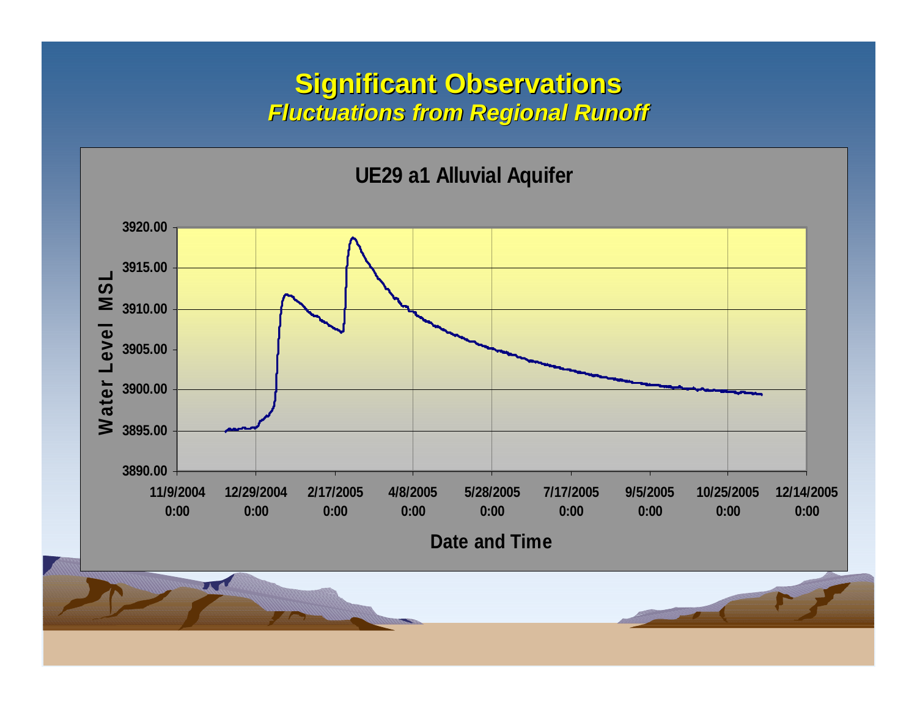# Significant Observations

## *Fluctuations from Regional Runoff*

**UE29 a1 Alluvial Aquifer**

Water Level MSL

3920.00
3915.00
3910.00
3905.00
3900.00
3895.00
3890.00

11/9/2004 0:00 | 12/29/2004 0:00 | 2/17/2005 0:00 | 4/8/2005 0:00 | 5/28/2005 0:00 | 7/17/2005 0:00 | 9/5/2005 0:00 | 10/25/2005 0:00 | 12/14/2005 0:00

Date and Time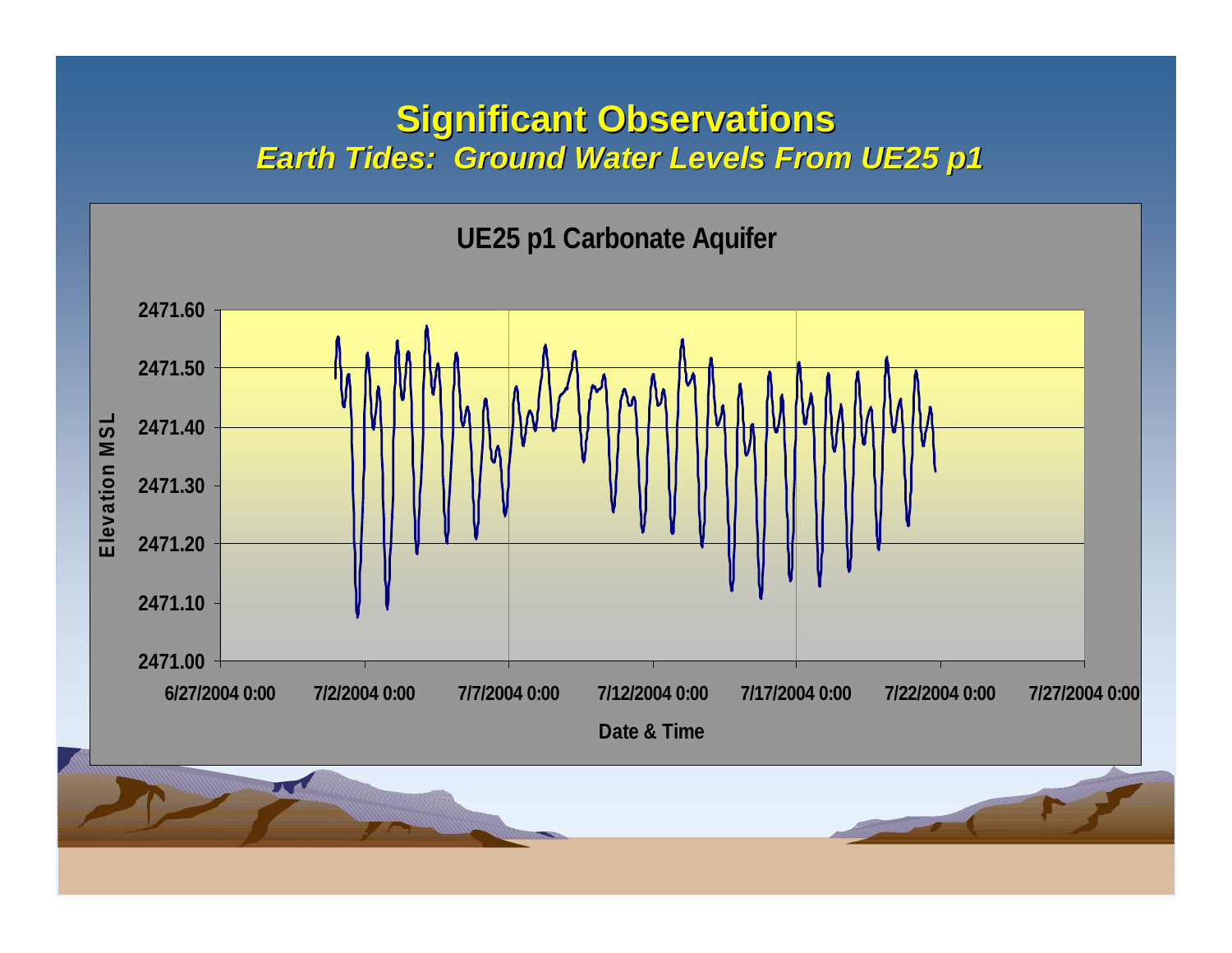# Significant Observations

## *Earth Tides: Ground Water Levels From UE25 p1*

**UE25 p1 Carbonate Aquifer**

Elevation MSL: 2471.00, 2471.10, 2471.20, 2471.30, 2471.40, 2471.50, 2471.60

Date & Time: 6/27/2004 0:00, 7/2/2004 0:00, 7/7/2004 0:00, 7/12/2004 0:00, 7/17/2004 0:00, 7/22/2004 0:00, 7/27/2004 0:00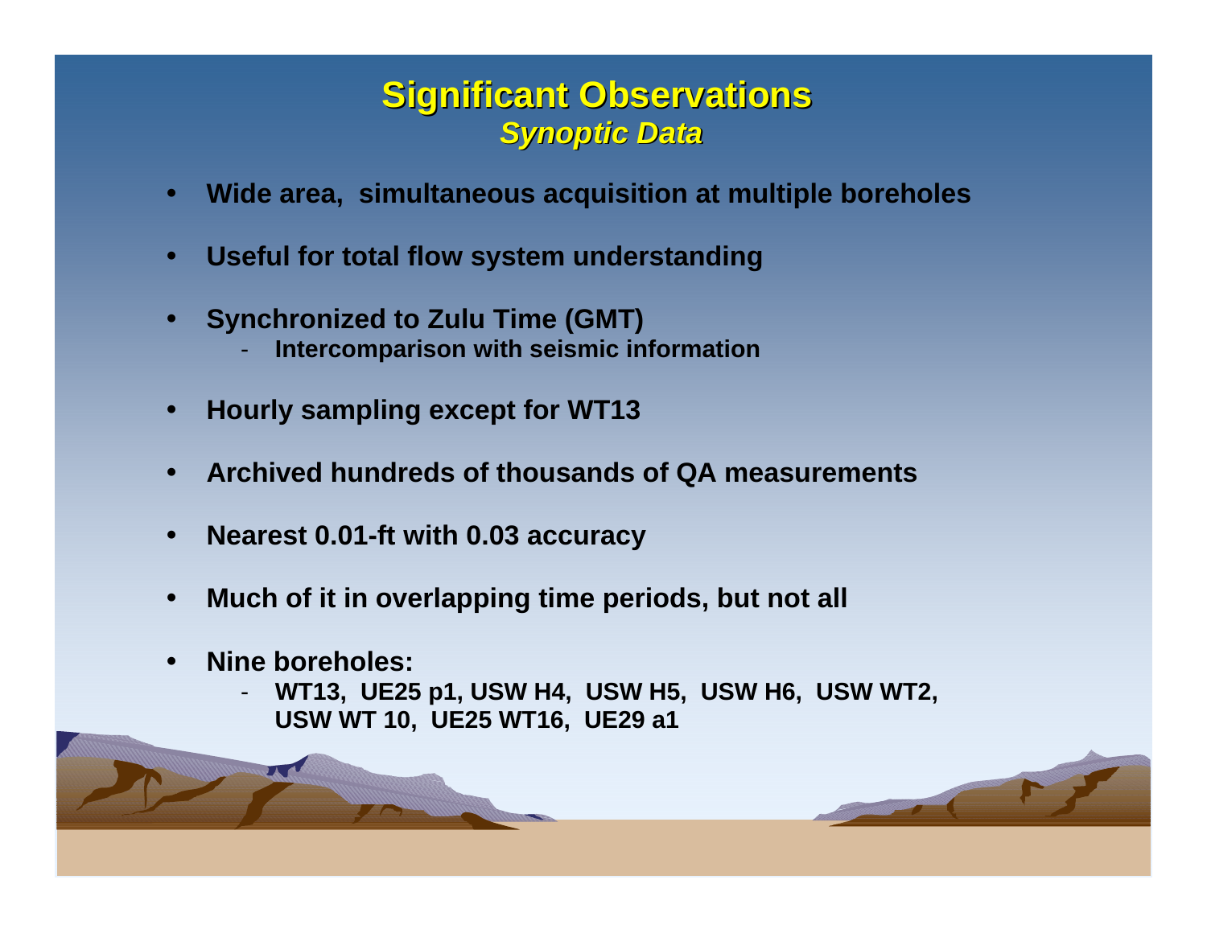# Significant Observations

### *Synoptic Data*

- **Wide area, simultaneous acquisition at multiple boreholes**
- **Useful for total flow system understanding**
- **Synchronized to Zulu Time (GMT)**
  - **Intercomparison with seismic information**
- **Hourly sampling except for WT13**
- **Archived hundreds of thousands of QA measurements**
- **Nearest 0.01-ft with 0.03 accuracy**
- **Much of it in overlapping time periods, but not all**
- **Nine boreholes:**
  - **WT13, UE25 p1, USW H4, USW H5, USW H6, USW WT2, USW WT 10, UE25 WT16, UE29 a1**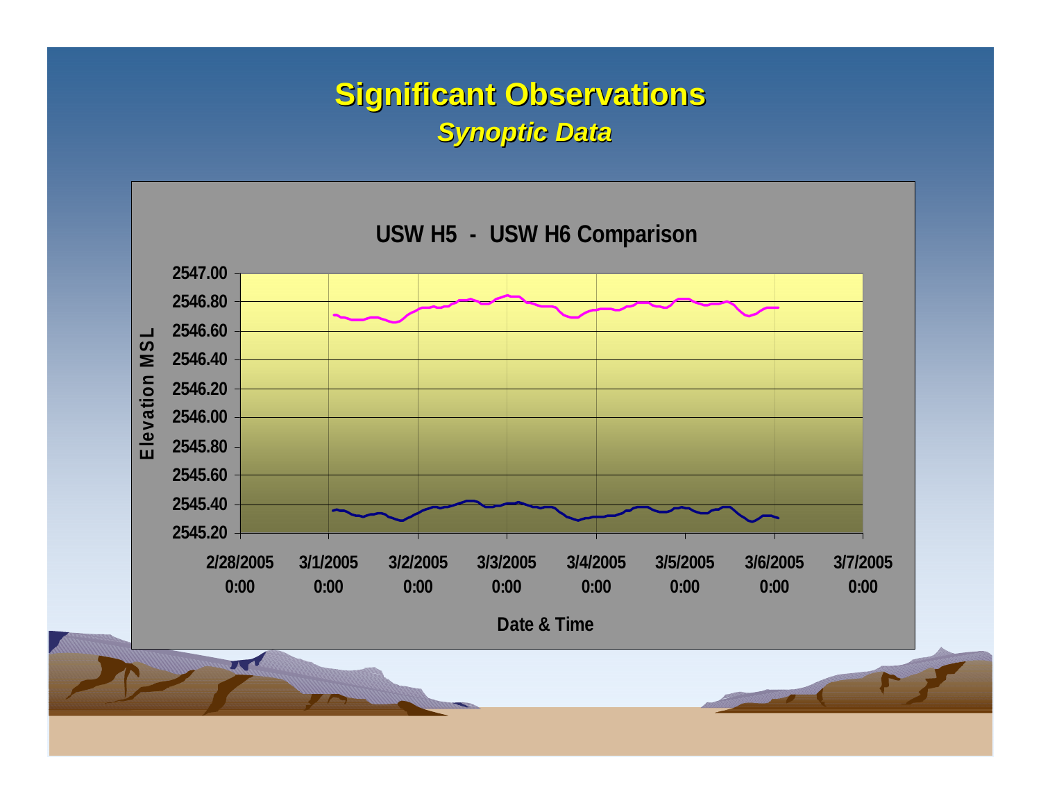# Significant Observations

## *Synoptic Data*

**USW H5 - USW H6 Comparison**

Elevation MSL: 2545.20, 2545.40, 2545.60, 2545.80, 2546.00, 2546.20, 2546.40, 2546.60, 2546.80, 2547.00

Date & Time: 2/28/2005 0:00, 3/1/2005 0:00, 3/2/2005 0:00, 3/3/2005 0:00, 3/4/2005 0:00, 3/5/2005 0:00, 3/6/2005 0:00, 3/7/2005 0:00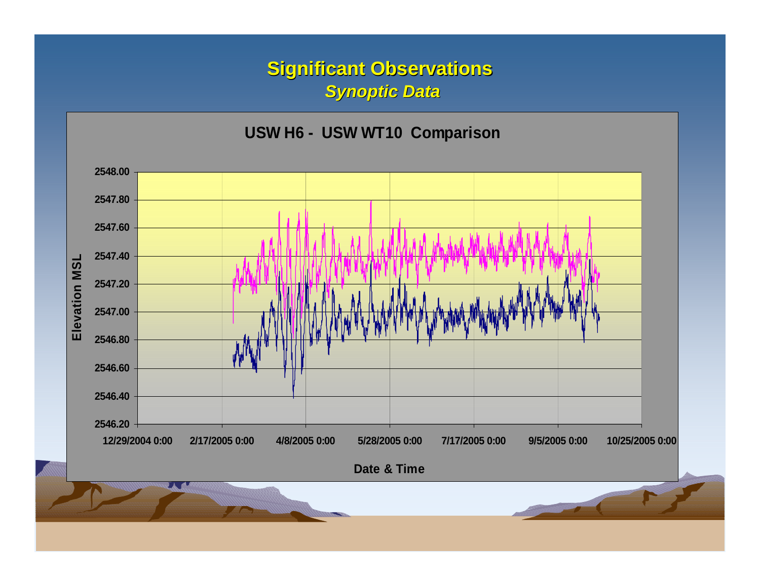# Significant Observations

## *Synoptic Data*

**USW H6 - USW WT10 Comparison**

Elevation MSL

2548.00
2547.80
2547.60
2547.40
2547.20
2547.00
2546.80
2546.60
2546.40
2546.20

12/29/2004 0:00 | 2/17/2005 0:00 | 4/8/2005 0:00 | 5/28/2005 0:00 | 7/17/2005 0:00 | 9/5/2005 0:00 | 10/25/2005 0:00

Date & Time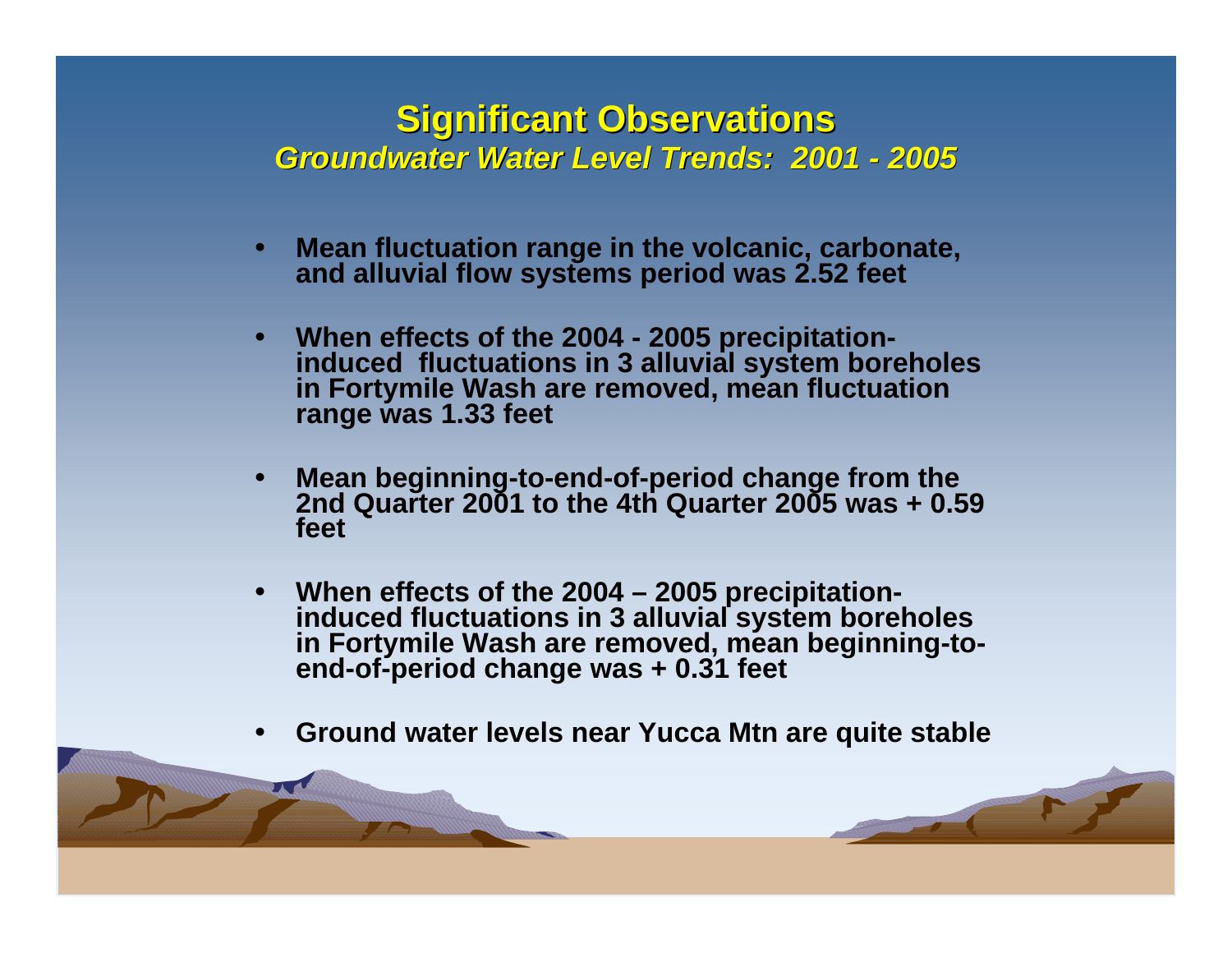# Significant Observations

## *Groundwater Water Level Trends: 2001 - 2005*

- **Mean fluctuation range in the volcanic, carbonate, and alluvial flow systems period was 2.52 feet**
- **When effects of the 2004 - 2005 precipitation-induced fluctuations in 3 alluvial system boreholes in Fortymile Wash are removed, mean fluctuation range was 1.33 feet**
- **Mean beginning-to-end-of-period change from the 2nd Quarter 2001 to the 4th Quarter 2005 was + 0.59 feet**
- **When effects of the 2004 – 2005 precipitation-induced fluctuations in 3 alluvial system boreholes in Fortymile Wash are removed, mean beginning-to-end-of-period change was + 0.31 feet**
- **Ground water levels near Yucca Mtn are quite stable**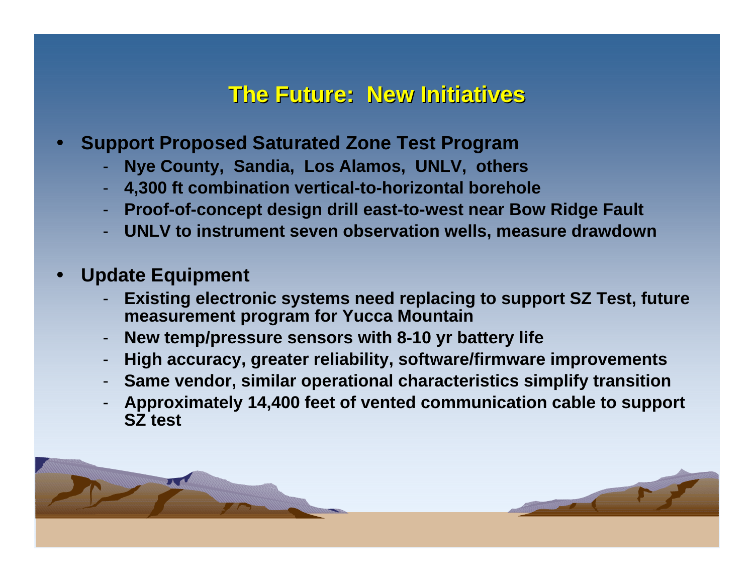# The Future: New Initiatives

- **Support Proposed Saturated Zone Test Program**
  - **Nye County, Sandia, Los Alamos, UNLV, others**
  - **4,300 ft combination vertical-to-horizontal borehole**
  - **Proof-of-concept design drill east-to-west near Bow Ridge Fault**
  - **UNLV to instrument seven observation wells, measure drawdown**

- **Update Equipment**
  - **Existing electronic systems need replacing to support SZ Test, future measurement program for Yucca Mountain**
  - **New temp/pressure sensors with 8-10 yr battery life**
  - **High accuracy, greater reliability, software/firmware improvements**
  - **Same vendor, similar operational characteristics simplify transition**
  - **Approximately 14,400 feet of vented communication cable to support SZ test**